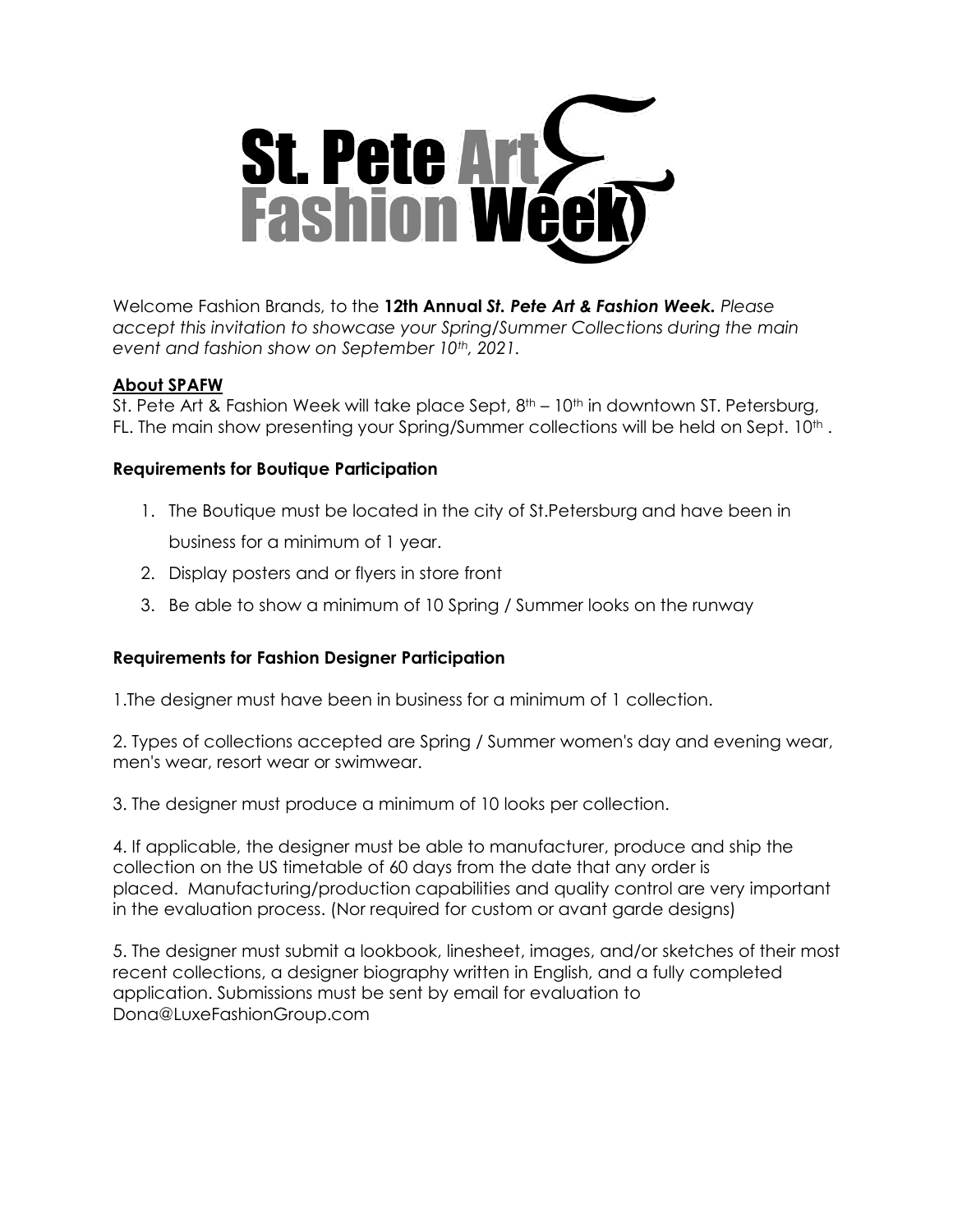# St. Pete Art & Fashion Week

Welcome Fashion Brands, to the **12th Annual *St. Pete Art & Fashion Week.*** *Please accept this invitation to showcase your Spring/Summer Collections during the main event and fashion show on September 10th, 2021.*

## About SPAFW

St. Pete Art & Fashion Week will take place Sept, 8th – 10th in downtown ST. Petersburg, FL. The main show presenting your Spring/Summer collections will be held on Sept. 10th .

### Requirements for Boutique Participation

1. The Boutique must be located in the city of St.Petersburg and have been in business for a minimum of 1 year.
2. Display posters and or flyers in store front
3. Be able to show a minimum of 10 Spring / Summer looks on the runway

### Requirements for Fashion Designer Participation

1.The designer must have been in business for a minimum of 1 collection.

2. Types of collections accepted are Spring / Summer women's day and evening wear, men's wear, resort wear or swimwear.

3. The designer must produce a minimum of 10 looks per collection.

4. If applicable, the designer must be able to manufacturer, produce and ship the collection on the US timetable of 60 days from the date that any order is placed. Manufacturing/production capabilities and quality control are very important in the evaluation process. (Nor required for custom or avant garde designs)

5. The designer must submit a lookbook, linesheet, images, and/or sketches of their most recent collections, a designer biography written in English, and a fully completed application. Submissions must be sent by email for evaluation to Dona@LuxeFashionGroup.com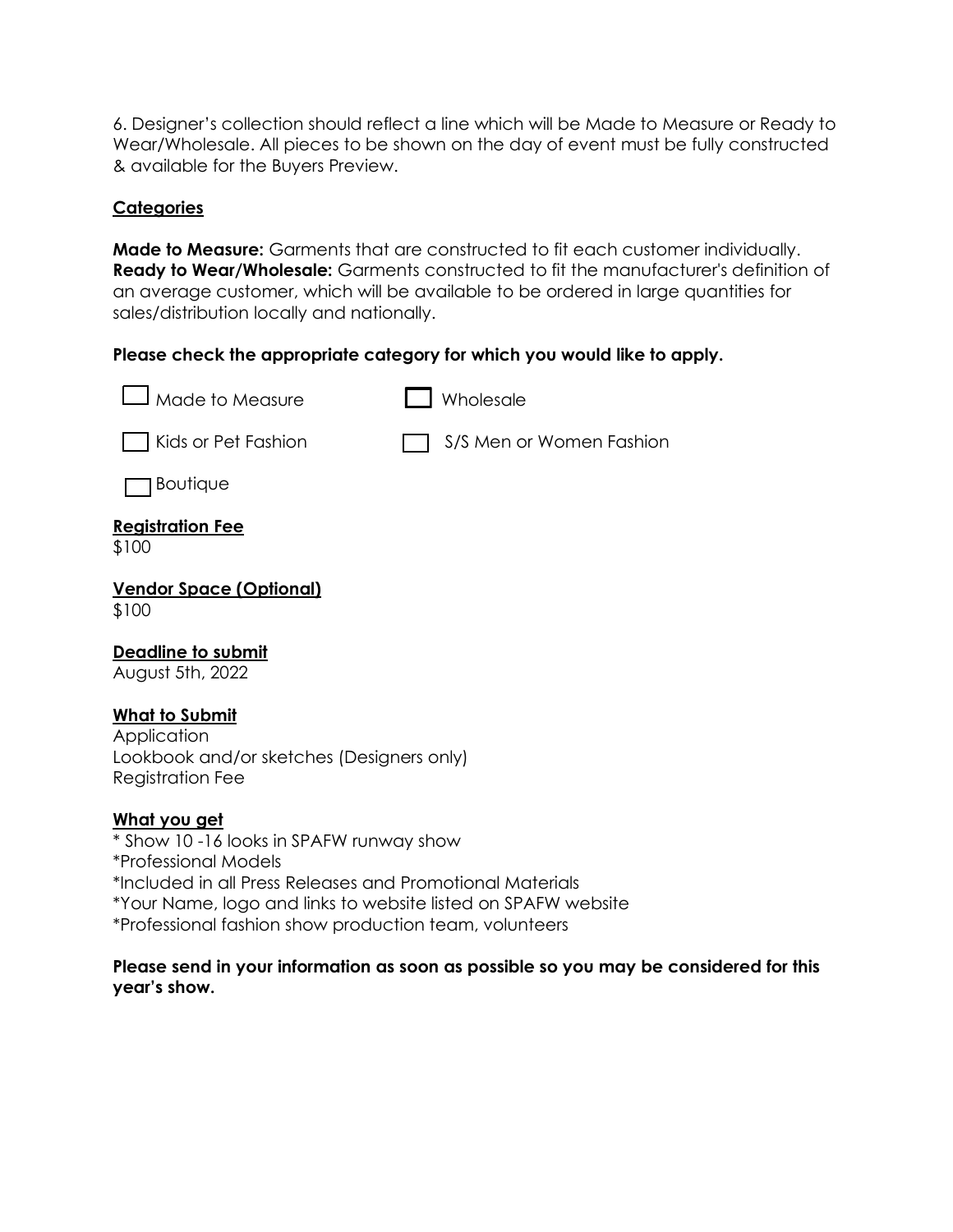6. Designer's collection should reflect a line which will be Made to Measure or Ready to Wear/Wholesale. All pieces to be shown on the day of event must be fully constructed & available for the Buyers Preview.

**<u>Categories</u>**

**Made to Measure:** Garments that are constructed to fit each customer individually.
**Ready to Wear/Wholesale:** Garments constructed to fit the manufacturer's definition of an average customer, which will be available to be ordered in large quantities for sales/distribution locally and nationally.

**Please check the appropriate category for which you would like to apply.**

- ☐ Made to Measure
- ☐ Wholesale
- ☐ Kids or Pet Fashion
- ☐ S/S Men or Women Fashion
- ☐ Boutique

**<u>Registration Fee</u>**
$100

**<u>Vendor Space (Optional)</u>**
$100

**<u>Deadline to submit</u>**
August 5th, 2022

**<u>What to Submit</u>**
Application
Lookbook and/or sketches (Designers only)
Registration Fee

**<u>What you get</u>**
* Show 10 -16 looks in SPAFW runway show
*Professional Models
*Included in all Press Releases and Promotional Materials
*Your Name, logo and links to website listed on SPAFW website
*Professional fashion show production team, volunteers

**Please send in your information as soon as possible so you may be considered for this year's show.**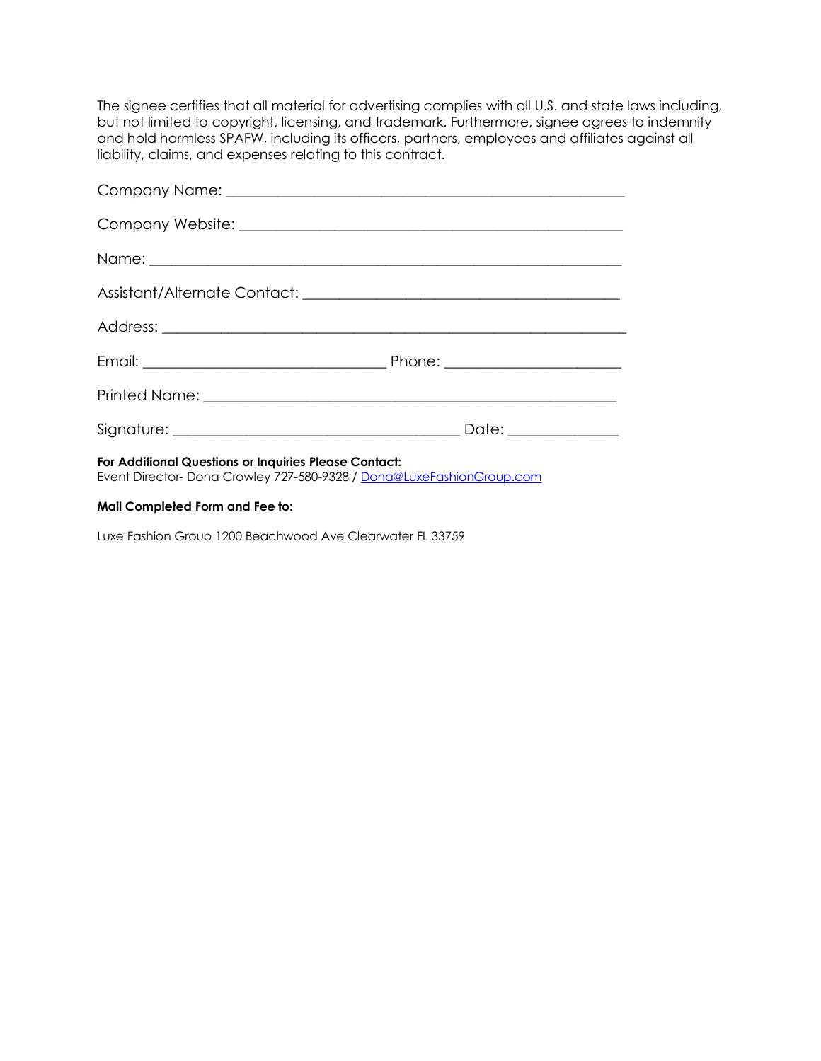The signee certifies that all material for advertising complies with all U.S. and state laws including, but not limited to copyright, licensing, and trademark. Furthermore, signee agrees to indemnify and hold harmless SPAFW, including its officers, partners, employees and affiliates against all liability, claims, and expenses relating to this contract.

Company Name: ____________________________________________________

Company Website: __________________________________________________

Name: ______________________________________________________________

Assistant/Alternate Contact: ________________________________________

Address: ____________________________________________________________

Email: ________________________________ Phone: ______________________

Printed Name: _______________________________________________________

Signature: ______________________________________ Date: ______________

**For Additional Questions or Inquiries Please Contact:**
Event Director- Dona Crowley 727-580-9328 / Dona@LuxeFashionGroup.com

**Mail Completed Form and Fee to:**

Luxe Fashion Group 1200 Beachwood Ave Clearwater FL 33759